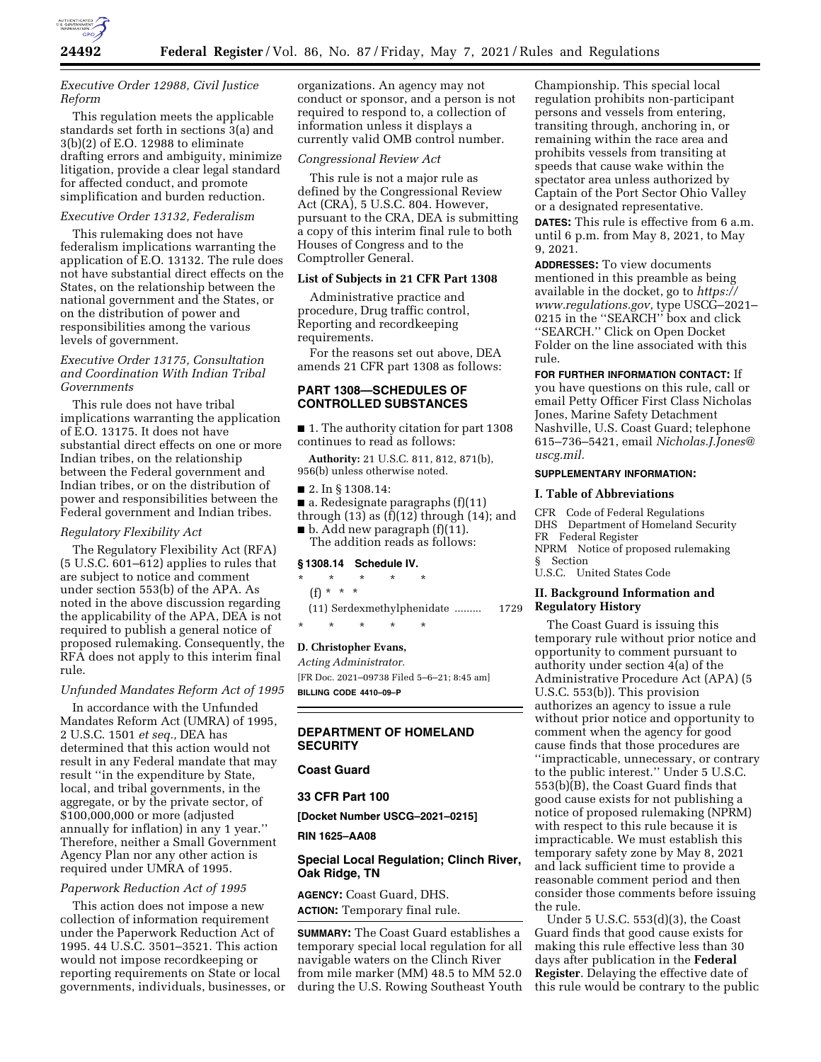*Executive Order 12988, Civil Justice Reform*

This regulation meets the applicable standards set forth in sections 3(a) and 3(b)(2) of E.O. 12988 to eliminate drafting errors and ambiguity, minimize litigation, provide a clear legal standard for affected conduct, and promote simplification and burden reduction.

*Executive Order 13132, Federalism*

This rulemaking does not have federalism implications warranting the application of E.O. 13132. The rule does not have substantial direct effects on the States, on the relationship between the national government and the States, or on the distribution of power and responsibilities among the various levels of government.

*Executive Order 13175, Consultation and Coordination With Indian Tribal Governments*

This rule does not have tribal implications warranting the application of E.O. 13175. It does not have substantial direct effects on one or more Indian tribes, on the relationship between the Federal government and Indian tribes, or on the distribution of power and responsibilities between the Federal government and Indian tribes.

*Regulatory Flexibility Act*

The Regulatory Flexibility Act (RFA) (5 U.S.C. 601–612) applies to rules that are subject to notice and comment under section 553(b) of the APA. As noted in the above discussion regarding the applicability of the APA, DEA is not required to publish a general notice of proposed rulemaking. Consequently, the RFA does not apply to this interim final rule.

*Unfunded Mandates Reform Act of 1995*

In accordance with the Unfunded Mandates Reform Act (UMRA) of 1995, 2 U.S.C. 1501 *et seq.,* DEA has determined that this action would not result in any Federal mandate that may result ''in the expenditure by State, local, and tribal governments, in the aggregate, or by the private sector, of $100,000,000 or more (adjusted annually for inflation) in any 1 year.'' Therefore, neither a Small Government Agency Plan nor any other action is required under UMRA of 1995.

*Paperwork Reduction Act of 1995*

This action does not impose a new collection of information requirement under the Paperwork Reduction Act of 1995. 44 U.S.C. 3501–3521. This action would not impose recordkeeping or reporting requirements on State or local governments, individuals, businesses, or organizations. An agency may not conduct or sponsor, and a person is not required to respond to, a collection of information unless it displays a currently valid OMB control number.

*Congressional Review Act*

This rule is not a major rule as defined by the Congressional Review Act (CRA), 5 U.S.C. 804. However, pursuant to the CRA, DEA is submitting a copy of this interim final rule to both Houses of Congress and to the Comptroller General.

**List of Subjects in 21 CFR Part 1308**

Administrative practice and procedure, Drug traffic control, Reporting and recordkeeping requirements.

For the reasons set out above, DEA amends 21 CFR part 1308 as follows:

**PART 1308—SCHEDULES OF CONTROLLED SUBSTANCES**

■ 1. The authority citation for part 1308 continues to read as follows:

**Authority:** 21 U.S.C. 811, 812, 871(b), 956(b) unless otherwise noted.

■ 2. In § 1308.14:

■ a. Redesignate paragraphs (f)(11) through (13) as (f)(12) through (14); and

■ b. Add new paragraph (f)(11).

The addition reads as follows:

**§ 1308.14 Schedule IV.**

\* \* \* \* \*

(f) \* \* \*

(11) Serdexmethylphenidate ......... 1729

\* \* \* \* \*

**D. Christopher Evans,**

*Acting Administrator.*

[FR Doc. 2021–09738 Filed 5–6–21; 8:45 am]

**BILLING CODE 4410–09–P**

---

**DEPARTMENT OF HOMELAND SECURITY**

**Coast Guard**

**33 CFR Part 100**

**[Docket Number USCG–2021–0215]**

**RIN 1625–AA08**

**Special Local Regulation; Clinch River, Oak Ridge, TN**

**AGENCY:** Coast Guard, DHS.

**ACTION:** Temporary final rule.

**SUMMARY:** The Coast Guard establishes a temporary special local regulation for all navigable waters on the Clinch River from mile marker (MM) 48.5 to MM 52.0 during the U.S. Rowing Southeast Youth Championship. This special local regulation prohibits non-participant persons and vessels from entering, transiting through, anchoring in, or remaining within the race area and prohibits vessels from transiting at speeds that cause wake within the spectator area unless authorized by Captain of the Port Sector Ohio Valley or a designated representative.

**DATES:** This rule is effective from 6 a.m. until 6 p.m. from May 8, 2021, to May 9, 2021.

**ADDRESSES:** To view documents mentioned in this preamble as being available in the docket, go to *https://www.regulations.gov,* type USCG–2021–0215 in the ''SEARCH'' box and click ''SEARCH.'' Click on Open Docket Folder on the line associated with this rule.

**FOR FURTHER INFORMATION CONTACT:** If you have questions on this rule, call or email Petty Officer First Class Nicholas Jones, Marine Safety Detachment Nashville, U.S. Coast Guard; telephone 615–736–5421, email *Nicholas.J.Jones@uscg.mil.*

**SUPPLEMENTARY INFORMATION:**

**I. Table of Abbreviations**

CFR Code of Federal Regulations
DHS Department of Homeland Security
FR Federal Register
NPRM Notice of proposed rulemaking
§ Section
U.S.C. United States Code

**II. Background Information and Regulatory History**

The Coast Guard is issuing this temporary rule without prior notice and opportunity to comment pursuant to authority under section 4(a) of the Administrative Procedure Act (APA) (5 U.S.C. 553(b)). This provision authorizes an agency to issue a rule without prior notice and opportunity to comment when the agency for good cause finds that those procedures are ''impracticable, unnecessary, or contrary to the public interest.'' Under 5 U.S.C. 553(b)(B), the Coast Guard finds that good cause exists for not publishing a notice of proposed rulemaking (NPRM) with respect to this rule because it is impracticable. We must establish this temporary safety zone by May 8, 2021 and lack sufficient time to provide a reasonable comment period and then consider those comments before issuing the rule.

Under 5 U.S.C. 553(d)(3), the Coast Guard finds that good cause exists for making this rule effective less than 30 days after publication in the **Federal Register**. Delaying the effective date of this rule would be contrary to the public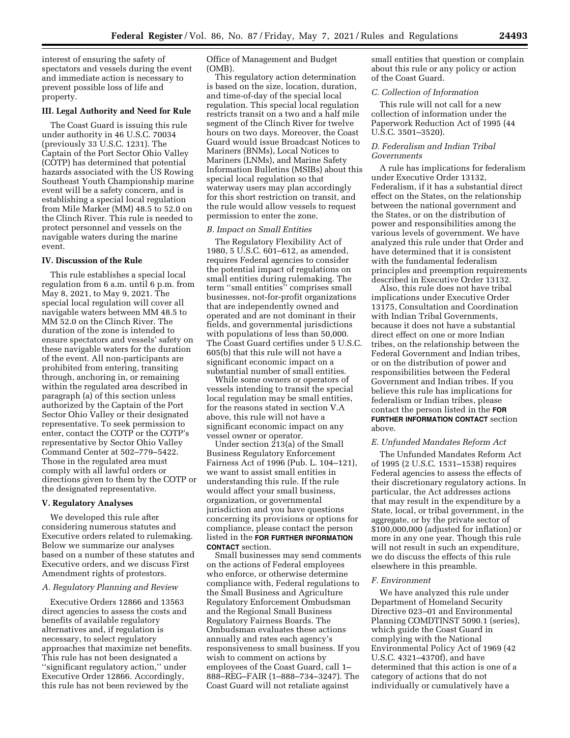interest of ensuring the safety of spectators and vessels during the event and immediate action is necessary to prevent possible loss of life and property.

### III. Legal Authority and Need for Rule

The Coast Guard is issuing this rule under authority in 46 U.S.C. 70034 (previously 33 U.S.C. 1231). The Captain of the Port Sector Ohio Valley (COTP) has determined that potential hazards associated with the US Rowing Southeast Youth Championship marine event will be a safety concern, and is establishing a special local regulation from Mile Marker (MM) 48.5 to 52.0 on the Clinch River. This rule is needed to protect personnel and vessels on the navigable waters during the marine event.

### IV. Discussion of the Rule

This rule establishes a special local regulation from 6 a.m. until 6 p.m. from May 8, 2021, to May 9, 2021. The special local regulation will cover all navigable waters between MM 48.5 to MM 52.0 on the Clinch River. The duration of the zone is intended to ensure spectators and vessels' safety on these navigable waters for the duration of the event. All non-participants are prohibited from entering, transiting through, anchoring in, or remaining within the regulated area described in paragraph (a) of this section unless authorized by the Captain of the Port Sector Ohio Valley or their designated representative. To seek permission to enter, contact the COTP or the COTP's representative by Sector Ohio Valley Command Center at 502–779–5422. Those in the regulated area must comply with all lawful orders or directions given to them by the COTP or the designated representative.

### V. Regulatory Analyses

We developed this rule after considering numerous statutes and Executive orders related to rulemaking. Below we summarize our analyses based on a number of these statutes and Executive orders, and we discuss First Amendment rights of protestors.

#### *A. Regulatory Planning and Review*

Executive Orders 12866 and 13563 direct agencies to assess the costs and benefits of available regulatory alternatives and, if regulation is necessary, to select regulatory approaches that maximize net benefits. This rule has not been designated a "significant regulatory action," under Executive Order 12866. Accordingly, this rule has not been reviewed by the Office of Management and Budget (OMB).

This regulatory action determination is based on the size, location, duration, and time-of-day of the special local regulation. This special local regulation restricts transit on a two and a half mile segment of the Clinch River for twelve hours on two days. Moreover, the Coast Guard would issue Broadcast Notices to Mariners (BNMs), Local Notices to Mariners (LNMs), and Marine Safety Information Bulletins (MSIBs) about this special local regulation so that waterway users may plan accordingly for this short restriction on transit, and the rule would allow vessels to request permission to enter the zone.

#### *B. Impact on Small Entities*

The Regulatory Flexibility Act of 1980, 5 U.S.C. 601–612, as amended, requires Federal agencies to consider the potential impact of regulations on small entities during rulemaking. The term "small entities" comprises small businesses, not-for-profit organizations that are independently owned and operated and are not dominant in their fields, and governmental jurisdictions with populations of less than 50,000. The Coast Guard certifies under 5 U.S.C. 605(b) that this rule will not have a significant economic impact on a substantial number of small entities.

While some owners or operators of vessels intending to transit the special local regulation may be small entities, for the reasons stated in section V.A above, this rule will not have a significant economic impact on any vessel owner or operator.

Under section 213(a) of the Small Business Regulatory Enforcement Fairness Act of 1996 (Pub. L. 104–121), we want to assist small entities in understanding this rule. If the rule would affect your small business, organization, or governmental jurisdiction and you have questions concerning its provisions or options for compliance, please contact the person listed in the **FOR FURTHER INFORMATION CONTACT** section.

Small businesses may send comments on the actions of Federal employees who enforce, or otherwise determine compliance with, Federal regulations to the Small Business and Agriculture Regulatory Enforcement Ombudsman and the Regional Small Business Regulatory Fairness Boards. The Ombudsman evaluates these actions annually and rates each agency's responsiveness to small business. If you wish to comment on actions by employees of the Coast Guard, call 1–888–REG–FAIR (1–888–734–3247). The Coast Guard will not retaliate against small entities that question or complain about this rule or any policy or action of the Coast Guard.

#### *C. Collection of Information*

This rule will not call for a new collection of information under the Paperwork Reduction Act of 1995 (44 U.S.C. 3501–3520).

#### *D. Federalism and Indian Tribal Governments*

A rule has implications for federalism under Executive Order 13132, Federalism, if it has a substantial direct effect on the States, on the relationship between the national government and the States, or on the distribution of power and responsibilities among the various levels of government. We have analyzed this rule under that Order and have determined that it is consistent with the fundamental federalism principles and preemption requirements described in Executive Order 13132.

Also, this rule does not have tribal implications under Executive Order 13175, Consultation and Coordination with Indian Tribal Governments, because it does not have a substantial direct effect on one or more Indian tribes, on the relationship between the Federal Government and Indian tribes, or on the distribution of power and responsibilities between the Federal Government and Indian tribes. If you believe this rule has implications for federalism or Indian tribes, please contact the person listed in the **FOR FURTHER INFORMATION CONTACT** section above.

#### *E. Unfunded Mandates Reform Act*

The Unfunded Mandates Reform Act of 1995 (2 U.S.C. 1531–1538) requires Federal agencies to assess the effects of their discretionary regulatory actions. In particular, the Act addresses actions that may result in the expenditure by a State, local, or tribal government, in the aggregate, or by the private sector of $100,000,000 (adjusted for inflation) or more in any one year. Though this rule will not result in such an expenditure, we do discuss the effects of this rule elsewhere in this preamble.

#### *F. Environment*

We have analyzed this rule under Department of Homeland Security Directive 023–01 and Environmental Planning COMDTINST 5090.1 (series), which guide the Coast Guard in complying with the National Environmental Policy Act of 1969 (42 U.S.C. 4321–4370f), and have determined that this action is one of a category of actions that do not individually or cumulatively have a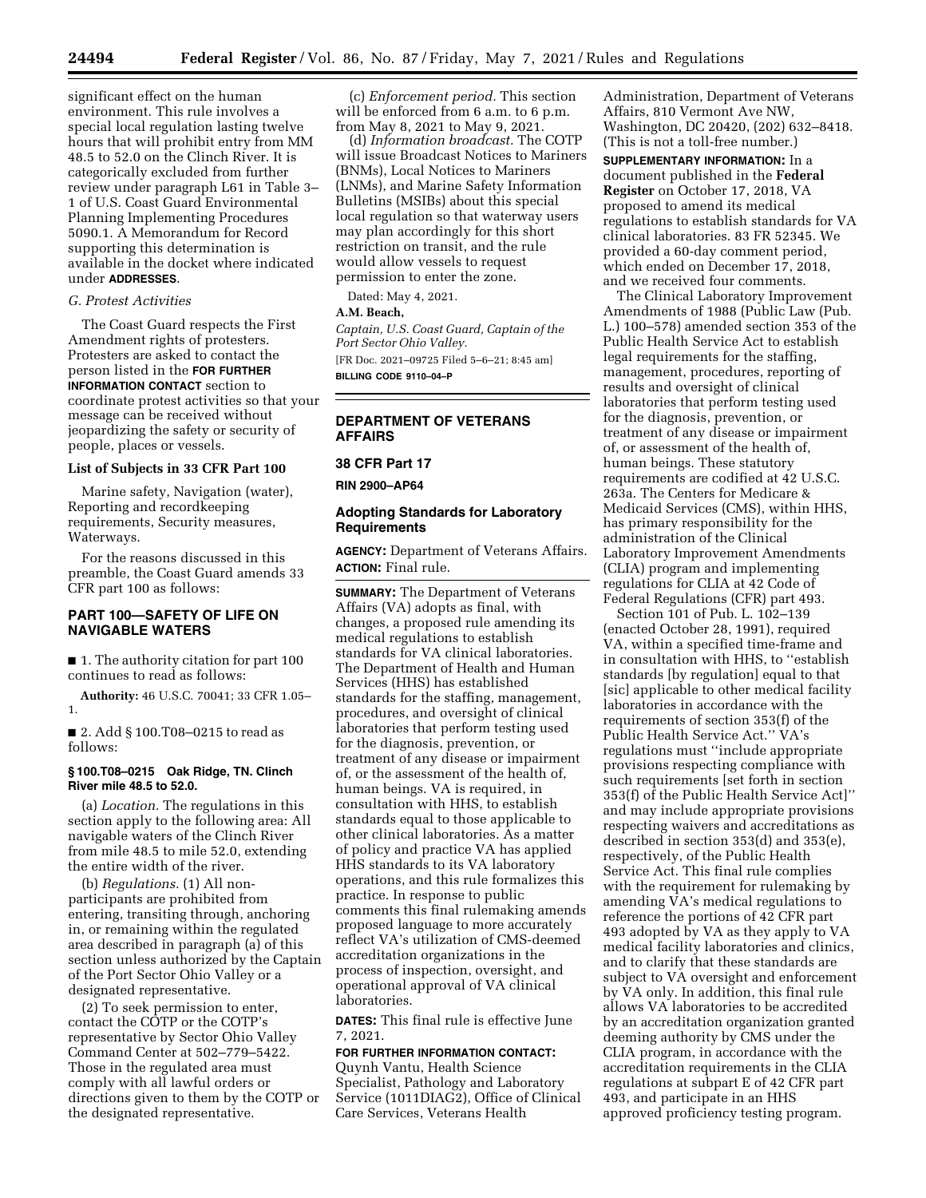significant effect on the human environment. This rule involves a special local regulation lasting twelve hours that will prohibit entry from MM 48.5 to 52.0 on the Clinch River. It is categorically excluded from further review under paragraph L61 in Table 3–1 of U.S. Coast Guard Environmental Planning Implementing Procedures 5090.1. A Memorandum for Record supporting this determination is available in the docket where indicated under **ADDRESSES**.

*G. Protest Activities*

The Coast Guard respects the First Amendment rights of protesters. Protesters are asked to contact the person listed in the **FOR FURTHER INFORMATION CONTACT** section to coordinate protest activities so that your message can be received without jeopardizing the safety or security of people, places or vessels.

**List of Subjects in 33 CFR Part 100**

Marine safety, Navigation (water), Reporting and recordkeeping requirements, Security measures, Waterways.

For the reasons discussed in this preamble, the Coast Guard amends 33 CFR part 100 as follows:

## PART 100—SAFETY OF LIFE ON NAVIGABLE WATERS

■ 1. The authority citation for part 100 continues to read as follows:

**Authority:** 46 U.S.C. 70041; 33 CFR 1.05–1.

■ 2. Add § 100.T08–0215 to read as follows:

**§ 100.T08–0215 Oak Ridge, TN. Clinch River mile 48.5 to 52.0.**

(a) *Location.* The regulations in this section apply to the following area: All navigable waters of the Clinch River from mile 48.5 to mile 52.0, extending the entire width of the river.

(b) *Regulations.* (1) All non-participants are prohibited from entering, transiting through, anchoring in, or remaining within the regulated area described in paragraph (a) of this section unless authorized by the Captain of the Port Sector Ohio Valley or a designated representative.

(2) To seek permission to enter, contact the COTP or the COTP's representative by Sector Ohio Valley Command Center at 502–779–5422. Those in the regulated area must comply with all lawful orders or directions given to them by the COTP or the designated representative.

(c) *Enforcement period.* This section will be enforced from 6 a.m. to 6 p.m. from May 8, 2021 to May 9, 2021.

(d) *Information broadcast.* The COTP will issue Broadcast Notices to Mariners (BNMs), Local Notices to Mariners (LNMs), and Marine Safety Information Bulletins (MSIBs) about this special local regulation so that waterway users may plan accordingly for this short restriction on transit, and the rule would allow vessels to request permission to enter the zone.

Dated: May 4, 2021.

**A.M. Beach,**

*Captain, U.S. Coast Guard, Captain of the Port Sector Ohio Valley.*

[FR Doc. 2021–09725 Filed 5–6–21; 8:45 am]

**BILLING CODE 9110–04–P**

## DEPARTMENT OF VETERANS AFFAIRS

### 38 CFR Part 17

**RIN 2900–AP64**

### Adopting Standards for Laboratory Requirements

**AGENCY:** Department of Veterans Affairs.

**ACTION:** Final rule.

**SUMMARY:** The Department of Veterans Affairs (VA) adopts as final, with changes, a proposed rule amending its medical regulations to establish standards for VA clinical laboratories. The Department of Health and Human Services (HHS) has established standards for the staffing, management, procedures, and oversight of clinical laboratories that perform testing used for the diagnosis, prevention, or treatment of any disease or impairment of, or the assessment of the health of, human beings. VA is required, in consultation with HHS, to establish standards equal to those applicable to other clinical laboratories. As a matter of policy and practice VA has applied HHS standards to its VA laboratory operations, and this rule formalizes this practice. In response to public comments this final rulemaking amends proposed language to more accurately reflect VA's utilization of CMS-deemed accreditation organizations in the process of inspection, oversight, and operational approval of VA clinical laboratories.

**DATES:** This final rule is effective June 7, 2021.

**FOR FURTHER INFORMATION CONTACT:** Quynh Vantu, Health Science Specialist, Pathology and Laboratory Service (1011DIAG2), Office of Clinical Care Services, Veterans Health Administration, Department of Veterans Affairs, 810 Vermont Ave NW, Washington, DC 20420, (202) 632–8418. (This is not a toll-free number.)

**SUPPLEMENTARY INFORMATION:** In a document published in the **Federal Register** on October 17, 2018, VA proposed to amend its medical regulations to establish standards for VA clinical laboratories. 83 FR 52345. We provided a 60-day comment period, which ended on December 17, 2018, and we received four comments.

The Clinical Laboratory Improvement Amendments of 1988 (Public Law (Pub. L.) 100–578) amended section 353 of the Public Health Service Act to establish legal requirements for the staffing, management, procedures, reporting of results and oversight of clinical laboratories that perform testing used for the diagnosis, prevention, or treatment of any disease or impairment of, or assessment of the health of, human beings. These statutory requirements are codified at 42 U.S.C. 263a. The Centers for Medicare & Medicaid Services (CMS), within HHS, has primary responsibility for the administration of the Clinical Laboratory Improvement Amendments (CLIA) program and implementing regulations for CLIA at 42 Code of Federal Regulations (CFR) part 493.

Section 101 of Pub. L. 102–139 (enacted October 28, 1991), required VA, within a specified time-frame and in consultation with HHS, to ''establish standards [by regulation] equal to that [sic] applicable to other medical facility laboratories in accordance with the requirements of section 353(f) of the Public Health Service Act.'' VA's regulations must ''include appropriate provisions respecting compliance with such requirements [set forth in section 353(f) of the Public Health Service Act]'' and may include appropriate provisions respecting waivers and accreditations as described in section 353(d) and 353(e), respectively, of the Public Health Service Act. This final rule complies with the requirement for rulemaking by amending VA's medical regulations to reference the portions of 42 CFR part 493 adopted by VA as they apply to VA medical facility laboratories and clinics, and to clarify that these standards are subject to VA oversight and enforcement by VA only. In addition, this final rule allows VA laboratories to be accredited by an accreditation organization granted deeming authority by CMS under the CLIA program, in accordance with the accreditation requirements in the CLIA regulations at subpart E of 42 CFR part 493, and participate in an HHS approved proficiency testing program.